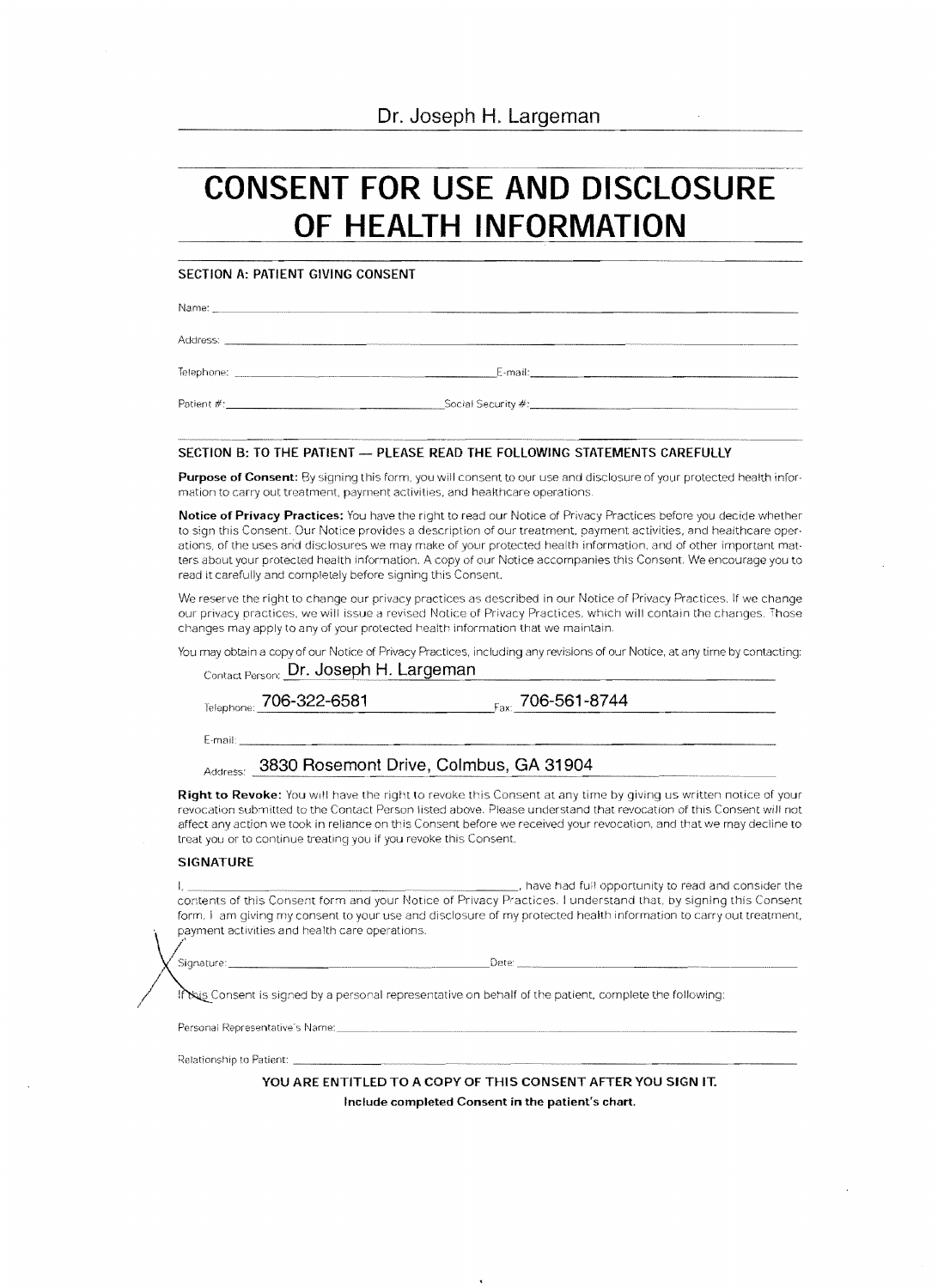Dr. Joseph H. Largeman

# CONSENT FOR USE AND DISCLOSURE OF HEALTH INFORMATION

## SECTION A: PATIENT GIVING CONSENT

Name: \_\_\_\_\_\_\_\_\_\_\_\_\_\_\_\_\_\_\_\_\_\_\_\_\_\_\_\_\_\_\_\_

Address: \_\_\_\_\_\_\_\_\_\_\_\_\_\_\_\_\_\_\_\_\_\_\_\_\_\_\_\_\_\_\_\_

Telephone: \_\_\_\_\_\_\_\_\_\_\_\_\_\_\_\_ E-mail: \_\_\_\_\_\_\_\_\_\_\_\_\_\_\_\_

Patient #: \_\_\_\_\_\_\_\_\_\_\_\_\_\_\_\_ Social Security #: \_\_\_\_\_\_\_\_\_\_\_\_\_\_\_\_

## SECTION B: TO THE PATIENT — PLEASE READ THE FOLLOWING STATEMENTS CAREFULLY

**Purpose of Consent:** By signing this form, you will consent to our use and disclosure of your protected health information to carry out treatment, payment activities, and healthcare operations.

**Notice of Privacy Practices:** You have the right to read our Notice of Privacy Practices before you decide whether to sign this Consent. Our Notice provides a description of our treatment, payment activities, and healthcare operations, of the uses and disclosures we may make of your protected health information, and of other important matters about your protected health information. A copy of our Notice accompanies this Consent. We encourage you to read it carefully and completely before signing this Consent.

We reserve the right to change our privacy practices as described in our Notice of Privacy Practices. If we change our privacy practices, we will issue a revised Notice of Privacy Practices, which will contain the changes. Those changes may apply to any of your protected health information that we maintain.

You may obtain a copy of our Notice of Privacy Practices, including any revisions of our Notice, at any time by contacting:

Contact Person: Dr. Joseph H. Largeman

Telephone: 706-322-6581 Fax: 706-561-8744

E-mail: \_\_\_\_\_\_\_\_\_\_\_\_\_\_\_\_

Address: 3830 Rosemont Drive, Colmbus, GA 31904

**Right to Revoke:** You will have the right to revoke this Consent at any time by giving us written notice of your revocation submitted to the Contact Person listed above. Please understand that revocation of this Consent will not affect any action we took in reliance on this Consent before we received your revocation, and that we may decline to treat you or to continue treating you if you revoke this Consent.

### SIGNATURE

I, \_\_\_\_\_\_\_\_\_\_\_\_\_\_\_\_\_\_\_\_\_\_\_\_, have had full opportunity to read and consider the contents of this Consent form and your Notice of Privacy Practices. I understand that, by signing this Consent form, I am giving my consent to your use and disclosure of my protected health information to carry out treatment, payment activities and health care operations.

Signature: \_\_\_\_\_\_\_\_\_\_\_\_\_\_\_\_ Date: \_\_\_\_\_\_\_\_\_\_\_\_\_\_\_\_

If this Consent is signed by a personal representative on behalf of the patient, complete the following:

Personal Representative's Name: \_\_\_\_\_\_\_\_\_\_\_\_\_\_\_\_

Relationship to Patient: \_\_\_\_\_\_\_\_\_\_\_\_\_\_\_\_

**YOU ARE ENTITLED TO A COPY OF THIS CONSENT AFTER YOU SIGN IT.**

**Include completed Consent in the patient's chart.**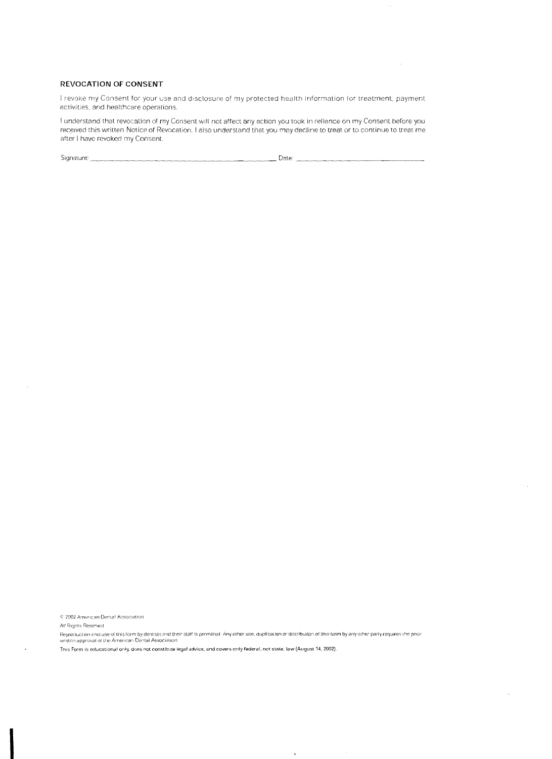## REVOCATION OF CONSENT

I revoke my Consent for your use and disclosure of my protected health information for treatment, payment activities, and healthcare operations.

I understand that revocation of my Consent will not affect any action you took in reliance on my Consent before you received this written Notice of Revocation. I also understand that you may decline to treat or to continue to treat me after I have revoked my Consent.

Signature: ______________________________________________ Date: ______________________________

© 2002 American Dental Association

All Rights Reserved

Reproduction and use of this form by dentists and their staff is permitted. Any other use, duplication or distribution of this form by any other party requires the prior written approval of the American Dental Association.

This Form is educational only, does not constitute legal advice, and covers only federal, not state, law (August 14, 2002).